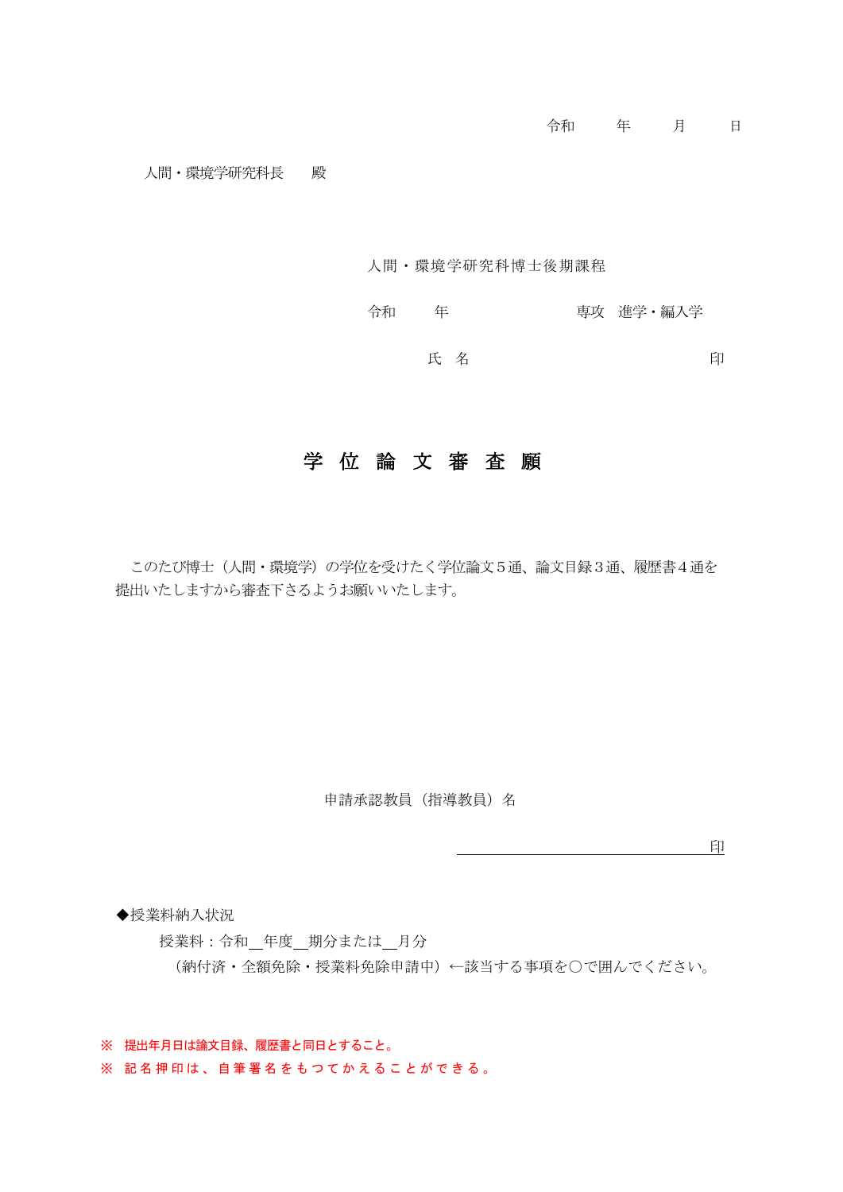令和　　　年　　　月　　　日

人間・環境学研究科長　　殿

人間・環境学研究科博士後期課程

令和　　　年　　　　　　　　　専攻　進学・編入学

氏　名　　　　　　　　　　　　　　　印

# 学 位 論 文 審 査 願

このたび博士（人間・環境学）の学位を受けたく学位論文５通、論文目録３通、履歴書４通を提出いたしますから審査下さるようお願いいたします。

申請承認教員（指導教員）名

＿＿＿＿＿＿＿＿＿＿＿＿＿＿＿＿＿＿印

◆授業料納入状況

授業料：令和＿年度＿期分または＿月分

（納付済・全額免除・授業料免除申請中）←該当する事項を○で囲んでください。

※　提出年月日は論文目録、履歴書と同日とすること。

※　記名押印は、自筆署名をもつてかえることができる。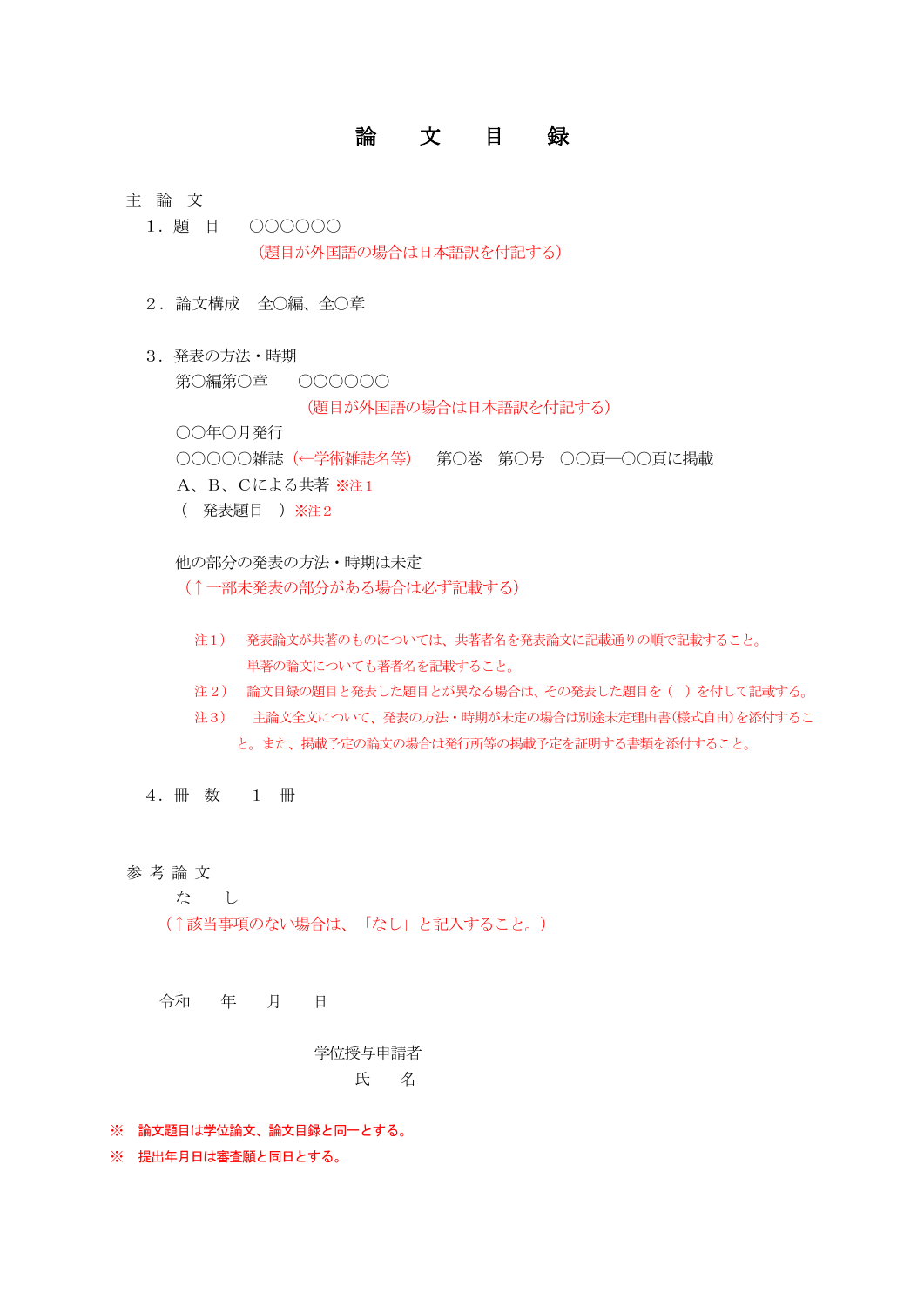# 論　文　目　録

主　論　文

1．題　目　　○○○○○○

（題目が外国語の場合は日本語訳を付記する）

2．論文構成　全○編、全○章

3．発表の方法・時期

第○編第○章　　○○○○○○

（題目が外国語の場合は日本語訳を付記する）

○○年○月発行

○○○○○雑誌（←学術雑誌名等）　第○巻　第○号　○○頁―○○頁に掲載

A、B、Cによる共著 ※注１

（　発表題目　）※注２

他の部分の発表の方法・時期は未定

（↑一部未発表の部分がある場合は必ず記載する）

注1）　発表論文が共著のものについては、共著者名を発表論文に記載通りの順で記載すること。
単著の論文についても著者名を記載すること。

注2）　論文目録の題目と発表した題目とが異なる場合は、その発表した題目を（　）を付して記載する。

注3）　主論文全文について、発表の方法・時期が未定の場合は別途未定理由書(様式自由)を添付すること。また、掲載予定の論文の場合は発行所等の掲載予定を証明する書類を添付すること。

4．冊　数　　1　冊

参 考 論 文

な　　し

（↑該当事項のない場合は、「なし」と記入すること。）

令和　　年　　月　　日

学位授与申請者

氏　　名

※　**論文題目は学位論文、論文目録と同一とする。**

※　**提出年月日は審査願と同日とする。**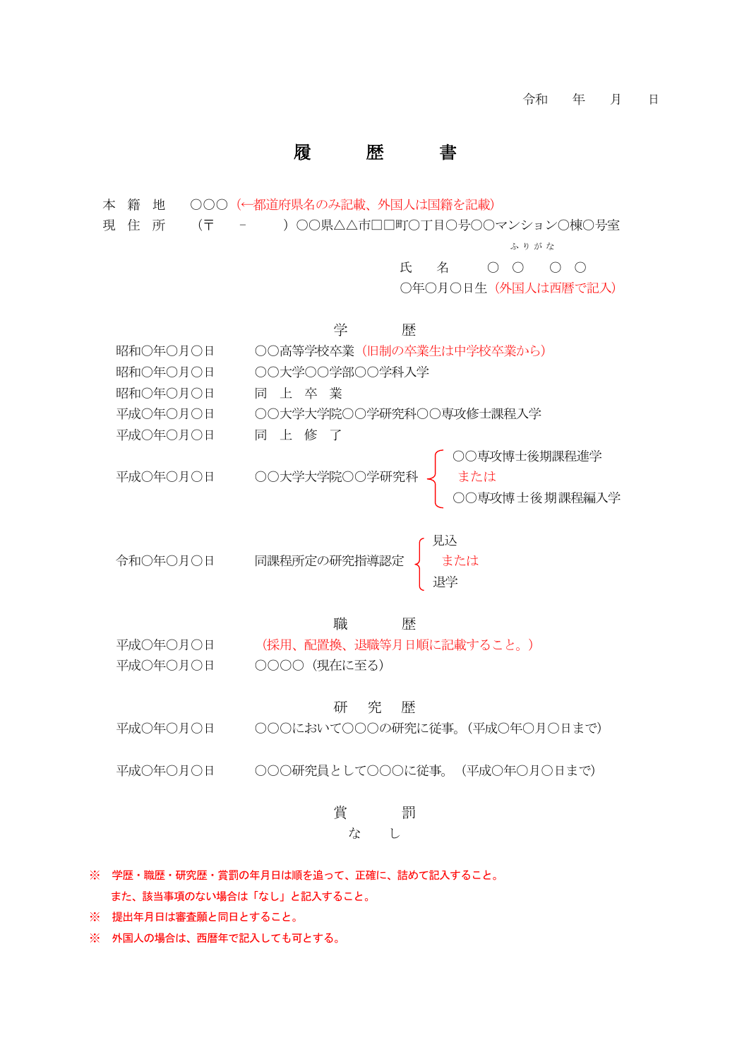令和　　年　　月　　日

# 履　　歴　　書

本　籍　地　　○○○（←都道府県名のみ記載、外国人は国籍を記載）

現　住　所　　（〒　　－　　）○○県△△市□□町○丁目○号○○マンション○棟○号室

ふりがな

氏　　名　　○　○　　○　○

○年○月○日生（外国人は西暦で記入）

## 学　　歴

| | |
|---|---|
| 昭和○年○月○日 | ○○高等学校卒業（旧制の卒業生は中学校卒業から） |
| 昭和○年○月○日 | ○○大学○○学部○○学科入学 |
| 昭和○年○月○日 | 同　上　卒　業 |
| 平成○年○月○日 | ○○大学大学院○○学研究科○○専攻修士課程入学 |
| 平成○年○月○日 | 同　上　修　了 |
| 平成○年○月○日 | ○○大学大学院○○学研究科 { ○○専攻博士後期課程進学 または ○○専攻博士後期課程編入学 } |
| 令和○年○月○日 | 同課程所定の研究指導認定 { 見込 または 退学 } |

## 職　　歴

| | |
|---|---|
| 平成○年○月○日 | （採用、配置換、退職等月日順に記載すること。） |
| 平成○年○月○日 | ○○○○（現在に至る） |

## 研　究　歴

| | |
|---|---|
| 平成○年○月○日 | ○○○において○○○の研究に従事。（平成○年○月○日まで） |
| 平成○年○月○日 | ○○○研究員として○○○に従事。（平成○年○月○日まで） |

## 賞　　罰

な　　し

※　学歴・職歴・研究歴・賞罰の年月日は順を追って、正確に、詰めて記入すること。
　　また、該当事項のない場合は「なし」と記入すること。

※　提出年月日は審査願と同日とすること。

※　外国人の場合は、西暦年で記入しても可とする。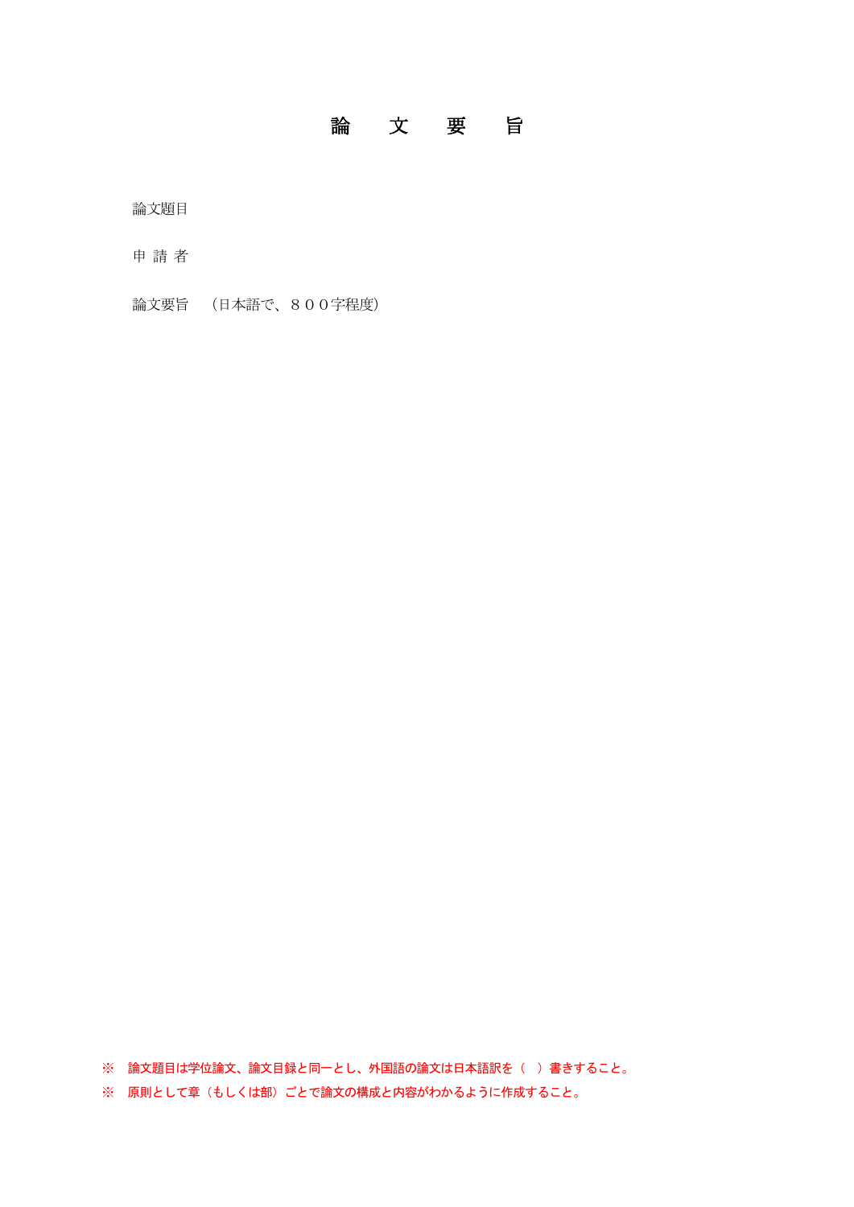# 論　文　要　旨

論文題目

申 請 者

論文要旨　（日本語で、８００字程度）

※　論文題目は学位論文、論文目録と同一とし、外国語の論文は日本語訳を（　）書きすること。

※　原則として章（もしくは部）ごとで論文の構成と内容がわかるように作成すること。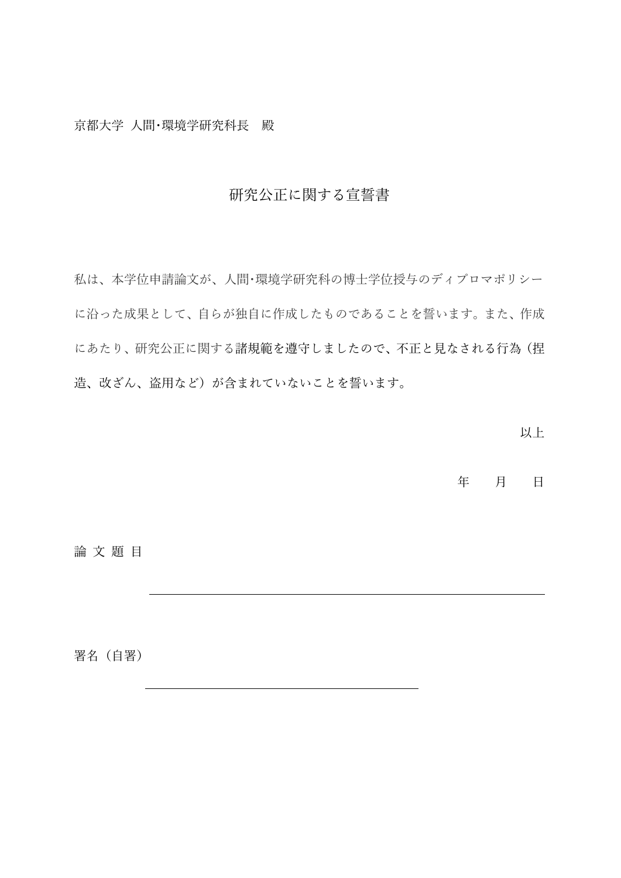京都大学 人間･環境学研究科長　殿

# 研究公正に関する宣誓書

私は、本学位申請論文が、人間･環境学研究科の博士学位授与のディプロマポリシーに沿った成果として、自らが独自に作成したものであることを誓います。また、作成にあたり、研究公正に関する諸規範を遵守しましたので、不正と見なされる行為（捏造、改ざん、盗用など）が含まれていないことを誓います。

以上

年　　月　　日

論 文 題 目

________________________________________

署名（自署）

____________________________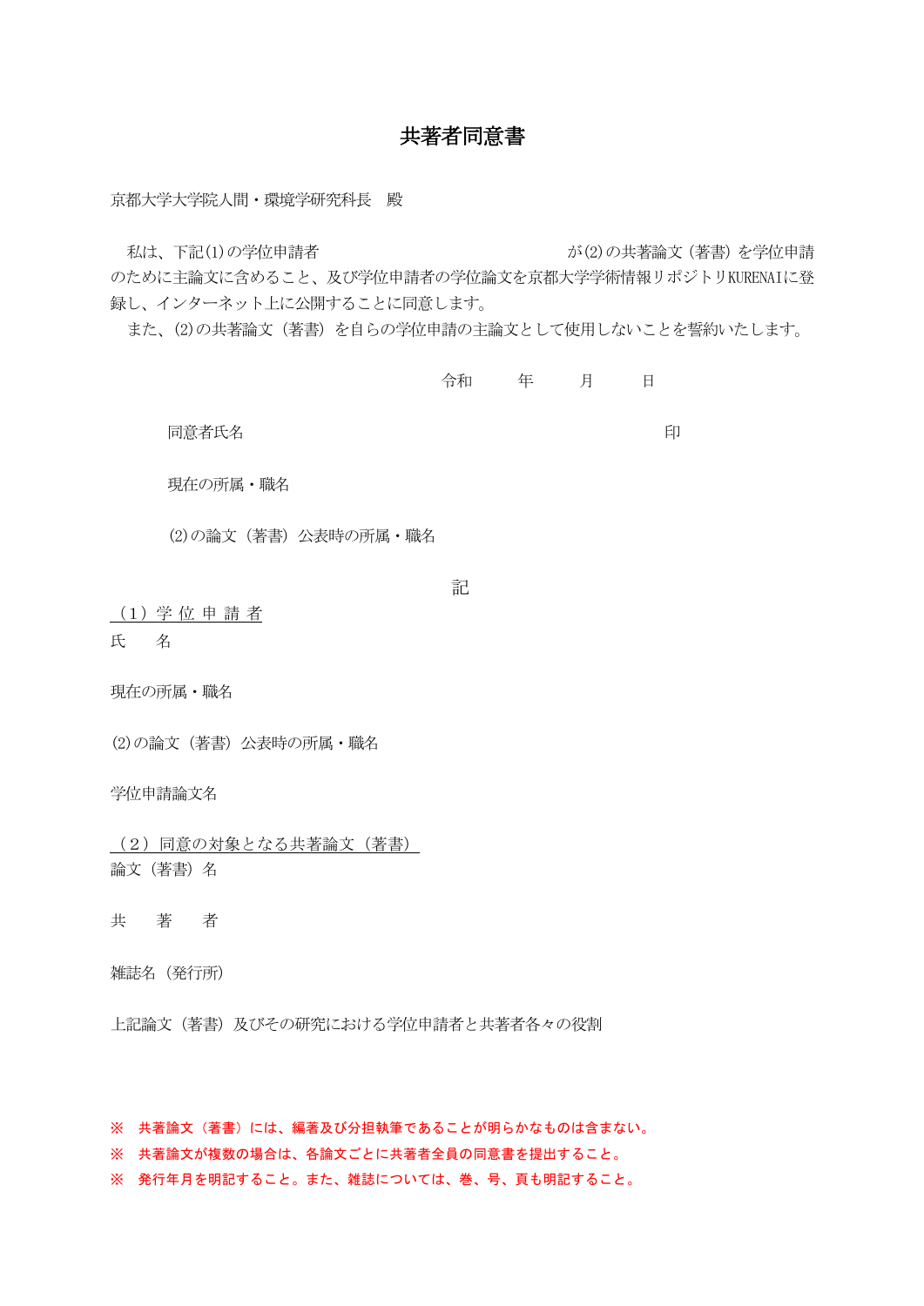# 共著者同意書

京都大学大学院人間・環境学研究科長　殿

私は、下記(1)の学位申請者　　　　　　　　　　　　　　が(2)の共著論文（著書）を学位申請のために主論文に含めること、及び学位申請者の学位論文を京都大学学術情報リポジトリKURENAIに登録し、インターネット上に公開することに同意します。

また、(2)の共著論文（著書）を自らの学位申請の主論文として使用しないことを誓約いたします。

令和　　年　　月　　日

同意者氏名　　　　　　　　　　　　　　　　　　　　　　　　印

現在の所属・職名

(2)の論文（著書）公表時の所属・職名

記

（1）学 位 申 請 者

氏　　名

現在の所属・職名

(2)の論文（著書）公表時の所属・職名

学位申請論文名

（2）同意の対象となる共著論文（著書）

論文（著書）名

共　　著　　者

雑誌名（発行所）

上記論文（著書）及びその研究における学位申請者と共著者各々の役割

※　共著論文（著書）には、編著及び分担執筆であることが明らかなものは含まない。

※　共著論文が複数の場合は、各論文ごとに共著者全員の同意書を提出すること。

※　発行年月を明記すること。また、雑誌については、巻、号、頁も明記すること。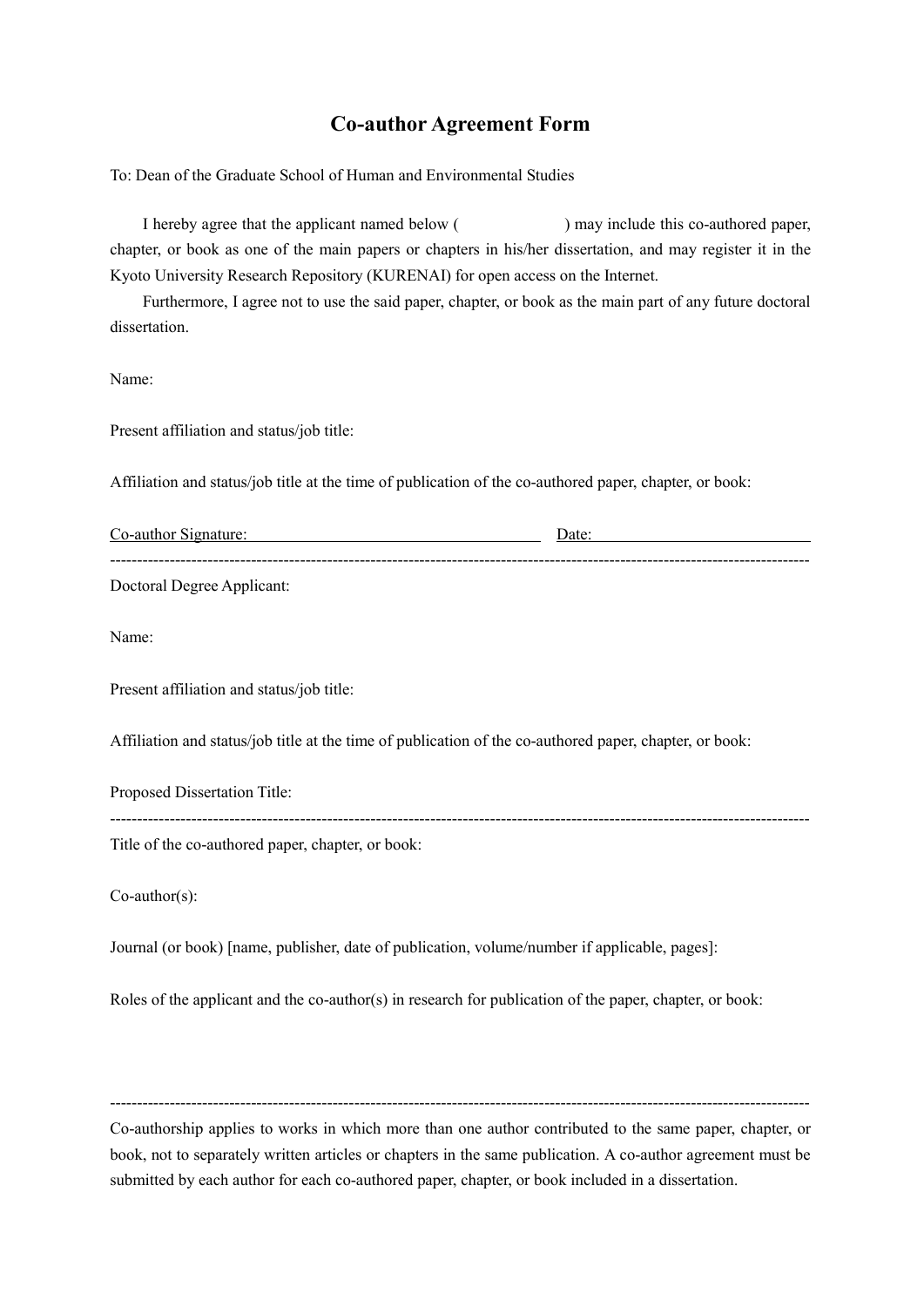# Co-author Agreement Form

To: Dean of the Graduate School of Human and Environmental Studies

I hereby agree that the applicant named below (                    ) may include this co-authored paper, chapter, or book as one of the main papers or chapters in his/her dissertation, and may register it in the Kyoto University Research Repository (KURENAI) for open access on the Internet.

Furthermore, I agree not to use the said paper, chapter, or book as the main part of any future doctoral dissertation.

Name:

Present affiliation and status/job title:

Affiliation and status/job title at the time of publication of the co-authored paper, chapter, or book:

Co-author Signature: ________________________________ Date: ________________________

---

Doctoral Degree Applicant:

Name:

Present affiliation and status/job title:

Affiliation and status/job title at the time of publication of the co-authored paper, chapter, or book:

Proposed Dissertation Title:

---

Title of the co-authored paper, chapter, or book:

Co-author(s):

Journal (or book) [name, publisher, date of publication, volume/number if applicable, pages]:

Roles of the applicant and the co-author(s) in research for publication of the paper, chapter, or book:

---

Co-authorship applies to works in which more than one author contributed to the same paper, chapter, or book, not to separately written articles or chapters in the same publication. A co-author agreement must be submitted by each author for each co-authored paper, chapter, or book included in a dissertation.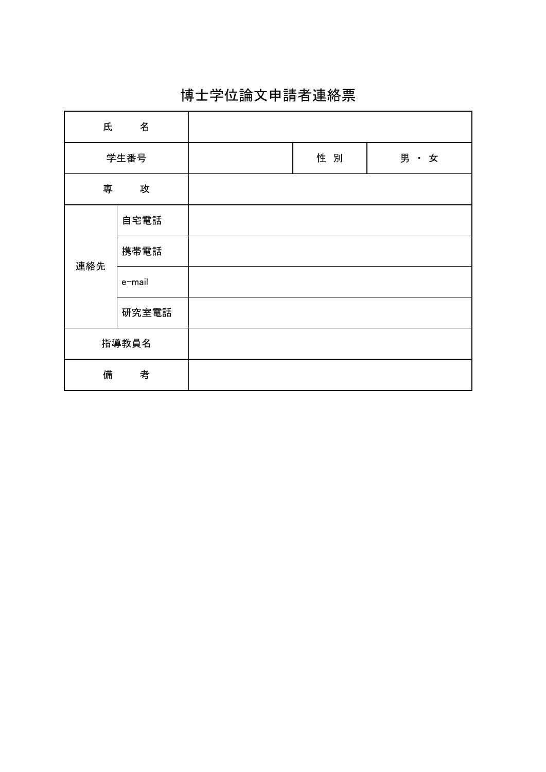# 博士学位論文申請者連絡票

| | | | | |
|---|---|---|---|---|
| 氏　　名 | | | | |
| 学生番号 | | | 性 別 | 男 ・ 女 |
| 専　　攻 | | | | |
| 連絡先 | 自宅電話 | | | |
| | 携帯電話 | | | |
| | e-mail | | | |
| | 研究室電話 | | | |
| 指導教員名 | | | | |
| 備　　考 | | | | |